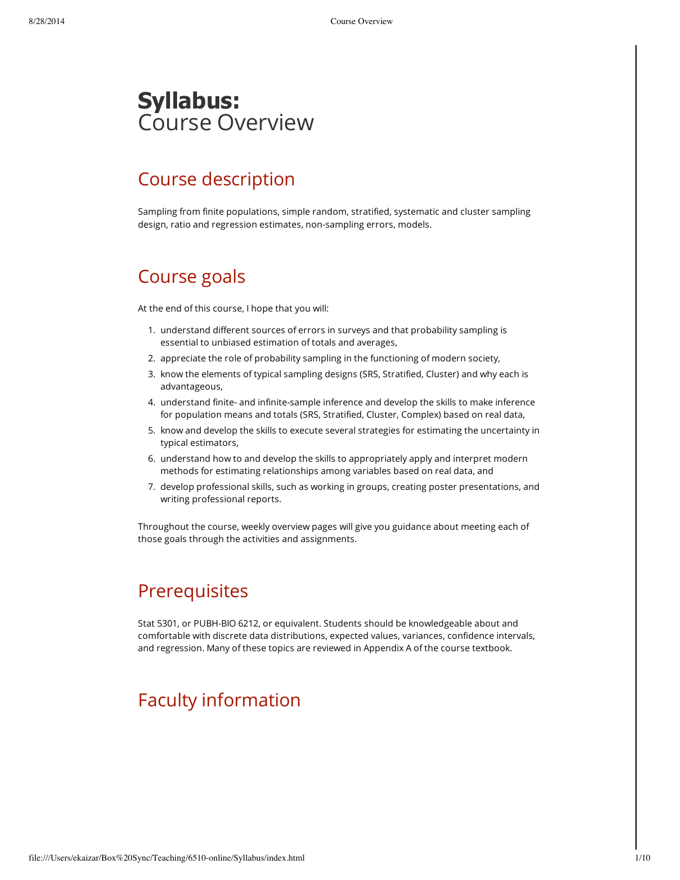# **Syllabus:** Course Overview

## Course description

Sampling from finite populations, simple random, stratified, systematic and cluster sampling design, ratio and regression estimates, non-sampling errors, models.

## Course goals

At the end of this course, I hope that you will:

1. understand different sources of errors in surveys and that probability sampling is essential to unbiased estimation of totals and averages,
2. appreciate the role of probability sampling in the functioning of modern society,
3. know the elements of typical sampling designs (SRS, Stratified, Cluster) and why each is advantageous,
4. understand finite- and infinite-sample inference and develop the skills to make inference for population means and totals (SRS, Stratified, Cluster, Complex) based on real data,
5. know and develop the skills to execute several strategies for estimating the uncertainty in typical estimators,
6. understand how to and develop the skills to appropriately apply and interpret modern methods for estimating relationships among variables based on real data, and
7. develop professional skills, such as working in groups, creating poster presentations, and writing professional reports.

Throughout the course, weekly overview pages will give you guidance about meeting each of those goals through the activities and assignments.

## Prerequisites

Stat 5301, or PUBH-BIO 6212, or equivalent. Students should be knowledgeable about and comfortable with discrete data distributions, expected values, variances, confidence intervals, and regression. Many of these topics are reviewed in Appendix A of the course textbook.

## Faculty information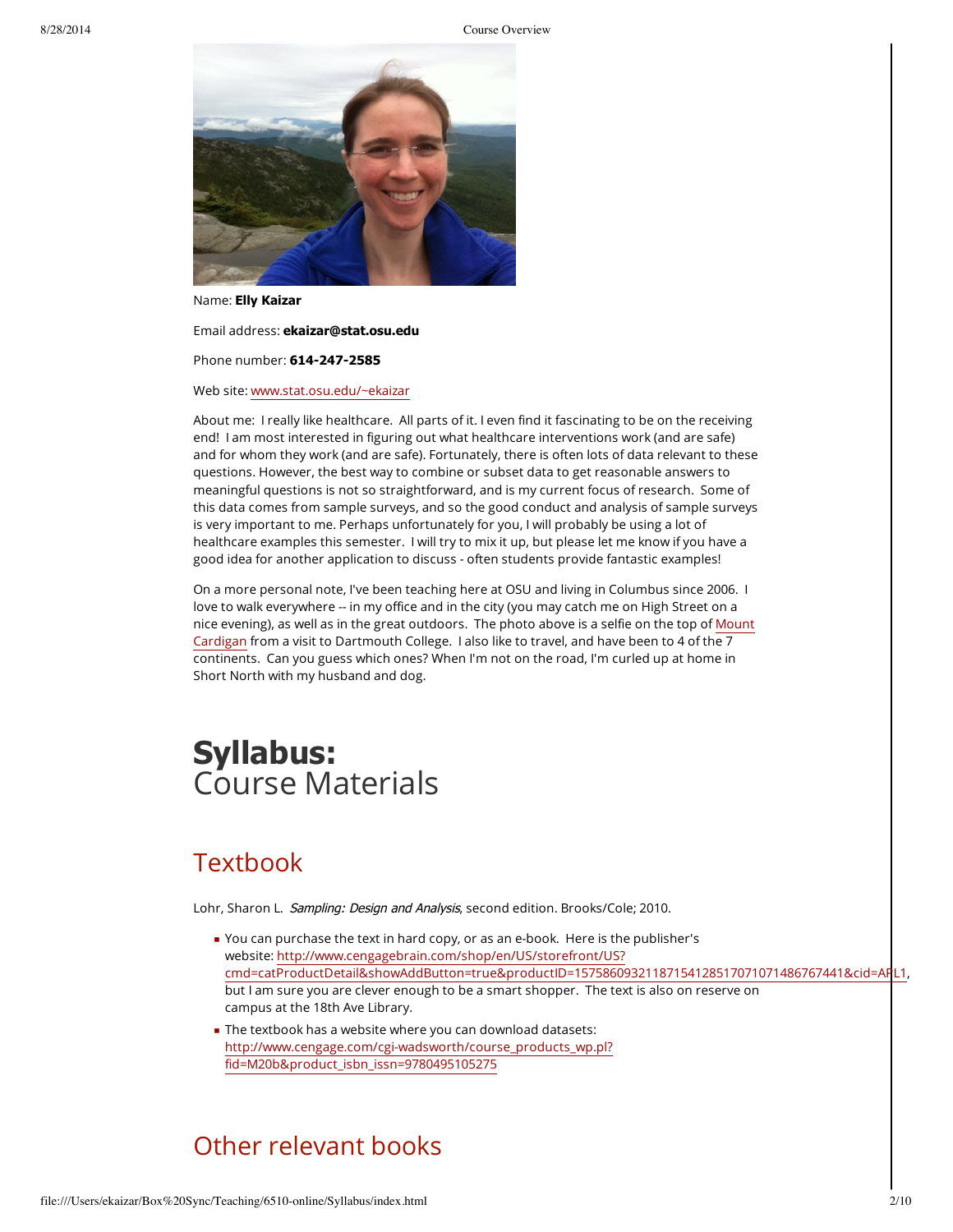Name: **Elly Kaizar**

Email address: **ekaizar@stat.osu.edu**

Phone number: **614-247-2585**

Web site: www.stat.osu.edu/~ekaizar

About me: I really like healthcare. All parts of it. I even find it fascinating to be on the receiving end! I am most interested in figuring out what healthcare interventions work (and are safe) and for whom they work (and are safe). Fortunately, there is often lots of data relevant to these questions. However, the best way to combine or subset data to get reasonable answers to meaningful questions is not so straightforward, and is my current focus of research. Some of this data comes from sample surveys, and so the good conduct and analysis of sample surveys is very important to me. Perhaps unfortunately for you, I will probably be using a lot of healthcare examples this semester. I will try to mix it up, but please let me know if you have a good idea for another application to discuss - often students provide fantastic examples!

On a more personal note, I've been teaching here at OSU and living in Columbus since 2006. I love to walk everywhere -- in my office and in the city (you may catch me on High Street on a nice evening), as well as in the great outdoors. The photo above is a selfie on the top of Mount Cardigan from a visit to Dartmouth College. I also like to travel, and have been to 4 of the 7 continents. Can you guess which ones? When I'm not on the road, I'm curled up at home in Short North with my husband and dog.

# Syllabus:
Course Materials

## Textbook

Lohr, Sharon L. *Sampling: Design and Analysis*, second edition. Brooks/Cole; 2010.

- You can purchase the text in hard copy, or as an e-book. Here is the publisher's website: http://www.cengagebrain.com/shop/en/US/storefront/US?cmd=catProductDetail&showAddButton=true&productID=157586093211871541285170710714867674​41&cid=APL1, but I am sure you are clever enough to be a smart shopper. The text is also on reserve on campus at the 18th Ave Library.
- The textbook has a website where you can download datasets: http://www.cengage.com/cgi-wadsworth/course_products_wp.pl?fid=M20b&product_isbn_issn=9780495105275

## Other relevant books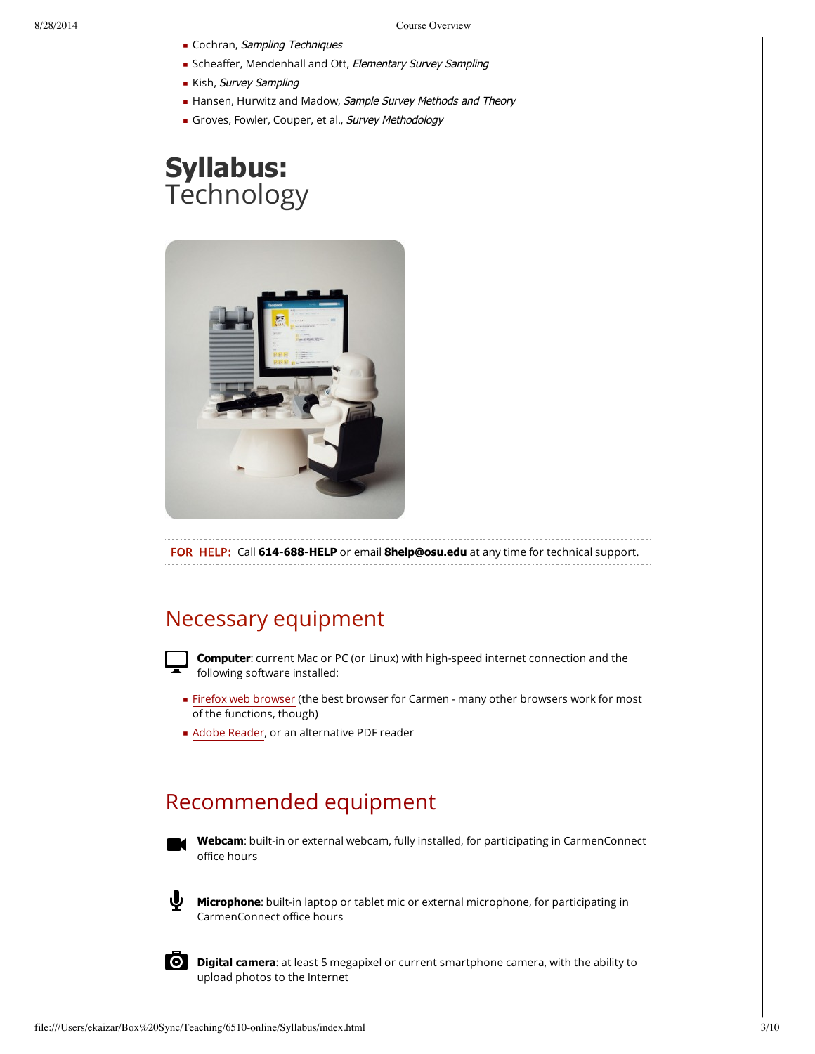- Cochran, *Sampling Techniques*
- Scheaffer, Mendenhall and Ott, *Elementary Survey Sampling*
- Kish, *Survey Sampling*
- Hansen, Hurwitz and Madow, *Sample Survey Methods and Theory*
- Groves, Fowler, Couper, et al., *Survey Methodology*

# **Syllabus:** Technology

**FOR HELP:** Call **614-688-HELP** or email **8help@osu.edu** at any time for technical support.

## Necessary equipment

**Computer**: current Mac or PC (or Linux) with high-speed internet connection and the following software installed:

- Firefox web browser (the best browser for Carmen - many other browsers work for most of the functions, though)
- Adobe Reader, or an alternative PDF reader

## Recommended equipment

**Webcam**: built-in or external webcam, fully installed, for participating in CarmenConnect office hours

**Microphone**: built-in laptop or tablet mic or external microphone, for participating in CarmenConnect office hours

**Digital camera**: at least 5 megapixel or current smartphone camera, with the ability to upload photos to the Internet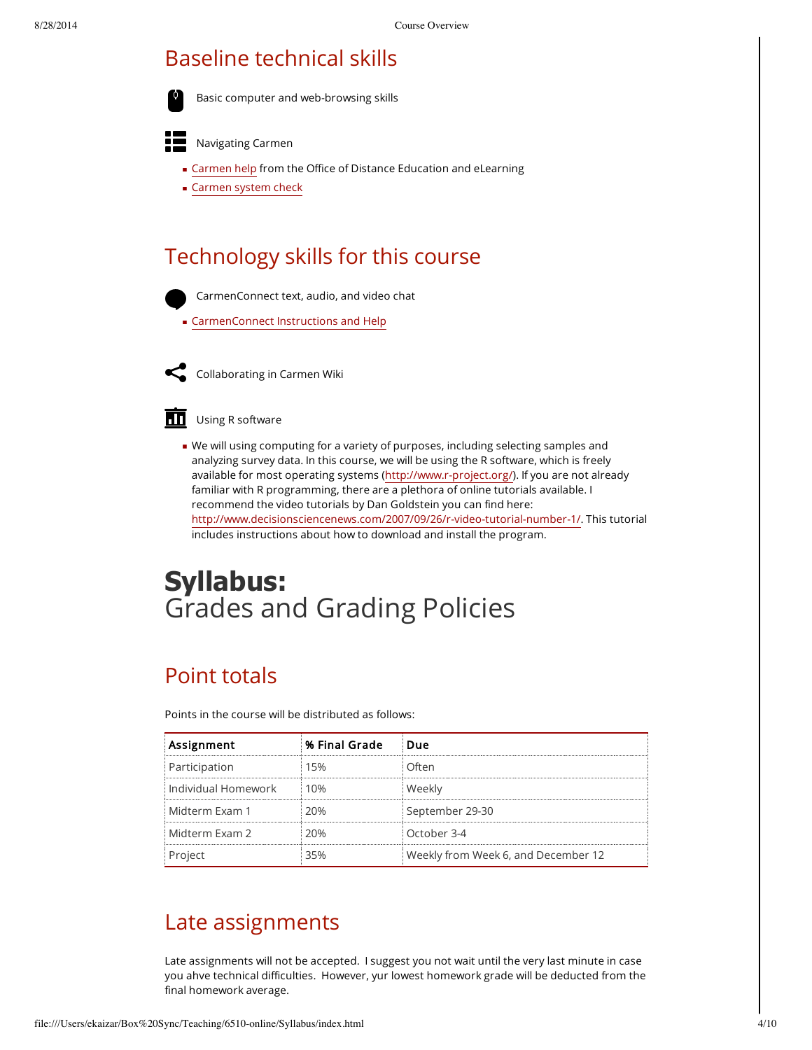## Baseline technical skills

Basic computer and web-browsing skills

Navigating Carmen

- Carmen help from the Office of Distance Education and eLearning
- Carmen system check

## Technology skills for this course

CarmenConnect text, audio, and video chat

- CarmenConnect Instructions and Help

Collaborating in Carmen Wiki

Using R software

- We will using computing for a variety of purposes, including selecting samples and analyzing survey data. In this course, we will be using the R software, which is freely available for most operating systems (http://www.r-project.org/). If you are not already familiar with R programming, there are a plethora of online tutorials available. I recommend the video tutorials by Dan Goldstein you can find here: http://www.decisionsciencenews.com/2007/09/26/r-video-tutorial-number-1/. This tutorial includes instructions about how to download and install the program.

# **Syllabus:** Grades and Grading Policies

## Point totals

Points in the course will be distributed as follows:

| Assignment | % Final Grade | Due |
|---|---|---|
| Participation | 15% | Often |
| Individual Homework | 10% | Weekly |
| Midterm Exam 1 | 20% | September 29-30 |
| Midterm Exam 2 | 20% | October 3-4 |
| Project | 35% | Weekly from Week 6, and December 12 |

## Late assignments

Late assignments will not be accepted. I suggest you not wait until the very last minute in case you ahve technical difficulties. However, yur lowest homework grade will be deducted from the final homework average.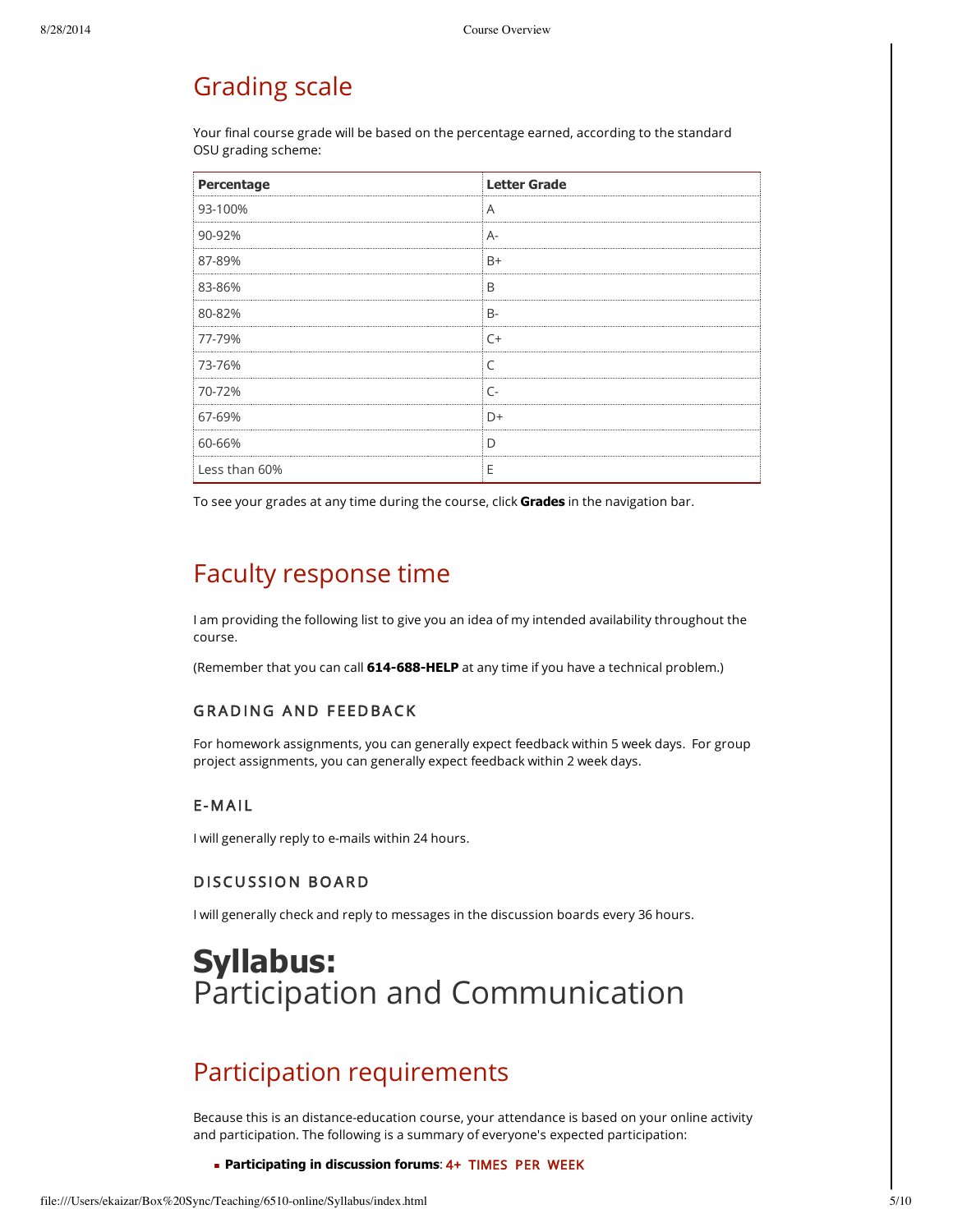## Grading scale

Your final course grade will be based on the percentage earned, according to the standard OSU grading scheme:

| Percentage | Letter Grade |
|---|---|
| 93-100% | A |
| 90-92% | A- |
| 87-89% | B+ |
| 83-86% | B |
| 80-82% | B- |
| 77-79% | C+ |
| 73-76% | C |
| 70-72% | C- |
| 67-69% | D+ |
| 60-66% | D |
| Less than 60% | E |

To see your grades at any time during the course, click **Grades** in the navigation bar.

## Faculty response time

I am providing the following list to give you an idea of my intended availability throughout the course.

(Remember that you can call **614-688-HELP** at any time if you have a technical problem.)

### GRADING AND FEEDBACK

For homework assignments, you can generally expect feedback within 5 week days. For group project assignments, you can generally expect feedback within 2 week days.

### E-MAIL

I will generally reply to e-mails within 24 hours.

### DISCUSSION BOARD

I will generally check and reply to messages in the discussion boards every 36 hours.

# **Syllabus:** Participation and Communication

## Participation requirements

Because this is an distance-education course, your attendance is based on your online activity and participation. The following is a summary of everyone's expected participation:

- **Participating in discussion forums**: 4+ TIMES PER WEEK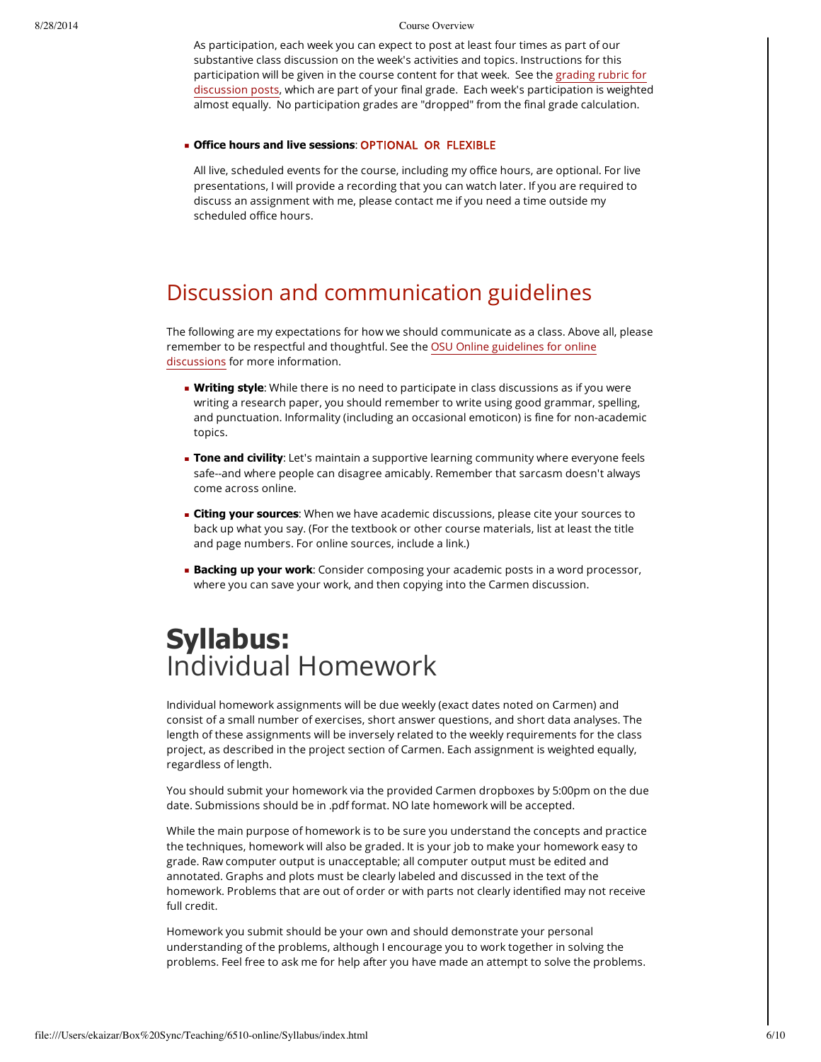As participation, each week you can expect to post at least four times as part of our substantive class discussion on the week's activities and topics. Instructions for this participation will be given in the course content for that week. See the grading rubric for discussion posts, which are part of your final grade. Each week's participation is weighted almost equally. No participation grades are "dropped" from the final grade calculation.

- **Office hours and live sessions**: OPTIONAL OR FLEXIBLE

  All live, scheduled events for the course, including my office hours, are optional. For live presentations, I will provide a recording that you can watch later. If you are required to discuss an assignment with me, please contact me if you need a time outside my scheduled office hours.

## Discussion and communication guidelines

The following are my expectations for how we should communicate as a class. Above all, please remember to be respectful and thoughtful. See the OSU Online guidelines for online discussions for more information.

- **Writing style**: While there is no need to participate in class discussions as if you were writing a research paper, you should remember to write using good grammar, spelling, and punctuation. Informality (including an occasional emoticon) is fine for non-academic topics.
- **Tone and civility**: Let's maintain a supportive learning community where everyone feels safe--and where people can disagree amicably. Remember that sarcasm doesn't always come across online.
- **Citing your sources**: When we have academic discussions, please cite your sources to back up what you say. (For the textbook or other course materials, list at least the title and page numbers. For online sources, include a link.)
- **Backing up your work**: Consider composing your academic posts in a word processor, where you can save your work, and then copying into the Carmen discussion.

# **Syllabus:** Individual Homework

Individual homework assignments will be due weekly (exact dates noted on Carmen) and consist of a small number of exercises, short answer questions, and short data analyses. The length of these assignments will be inversely related to the weekly requirements for the class project, as described in the project section of Carmen. Each assignment is weighted equally, regardless of length.

You should submit your homework via the provided Carmen dropboxes by 5:00pm on the due date. Submissions should be in .pdf format. NO late homework will be accepted.

While the main purpose of homework is to be sure you understand the concepts and practice the techniques, homework will also be graded. It is your job to make your homework easy to grade. Raw computer output is unacceptable; all computer output must be edited and annotated. Graphs and plots must be clearly labeled and discussed in the text of the homework. Problems that are out of order or with parts not clearly identified may not receive full credit.

Homework you submit should be your own and should demonstrate your personal understanding of the problems, although I encourage you to work together in solving the problems. Feel free to ask me for help after you have made an attempt to solve the problems.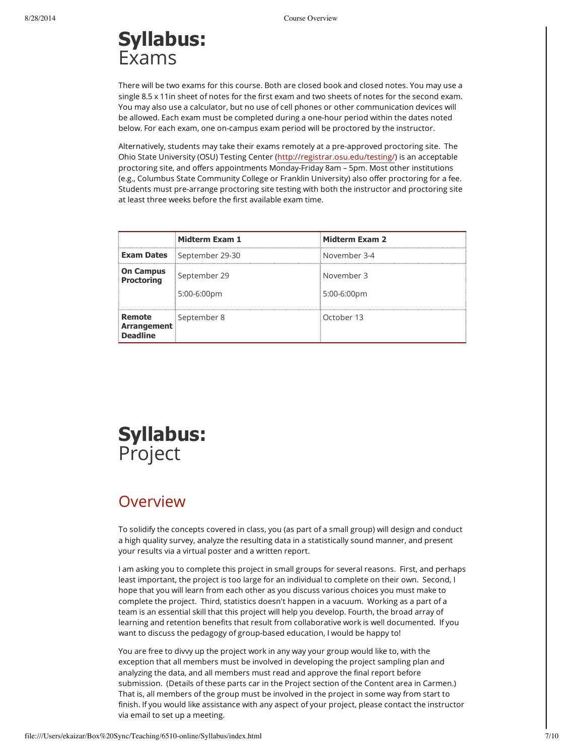# Syllabus: Exams

There will be two exams for this course. Both are closed book and closed notes. You may use a single 8.5 x 11in sheet of notes for the first exam and two sheets of notes for the second exam. You may also use a calculator, but no use of cell phones or other communication devices will be allowed. Each exam must be completed during a one-hour period within the dates noted below. For each exam, one on-campus exam period will be proctored by the instructor.

Alternatively, students may take their exams remotely at a pre-approved proctoring site. The Ohio State University (OSU) Testing Center (http://registrar.osu.edu/testing/) is an acceptable proctoring site, and offers appointments Monday-Friday 8am – 5pm. Most other institutions (e.g., Columbus State Community College or Franklin University) also offer proctoring for a fee. Students must pre-arrange proctoring site testing with both the instructor and proctoring site at least three weeks before the first available exam time.

| | **Midterm Exam 1** | **Midterm Exam 2** |
|---|---|---|
| **Exam Dates** | September 29-30 | November 3-4 |
| **On Campus Proctoring** | September 29<br>5:00-6:00pm | November 3<br>5:00-6:00pm |
| **Remote Arrangement Deadline** | September 8 | October 13 |

# Syllabus: Project

## Overview

To solidify the concepts covered in class, you (as part of a small group) will design and conduct a high quality survey, analyze the resulting data in a statistically sound manner, and present your results via a virtual poster and a written report.

I am asking you to complete this project in small groups for several reasons. First, and perhaps least important, the project is too large for an individual to complete on their own. Second, I hope that you will learn from each other as you discuss various choices you must make to complete the project. Third, statistics doesn't happen in a vacuum. Working as a part of a team is an essential skill that this project will help you develop. Fourth, the broad array of learning and retention benefits that result from collaborative work is well documented. If you want to discuss the pedagogy of group-based education, I would be happy to!

You are free to divvy up the project work in any way your group would like to, with the exception that all members must be involved in developing the project sampling plan and analyzing the data, and all members must read and approve the final report before submission. (Details of these parts car in the Project section of the Content area in Carmen.) That is, all members of the group must be involved in the project in some way from start to finish. If you would like assistance with any aspect of your project, please contact the instructor via email to set up a meeting.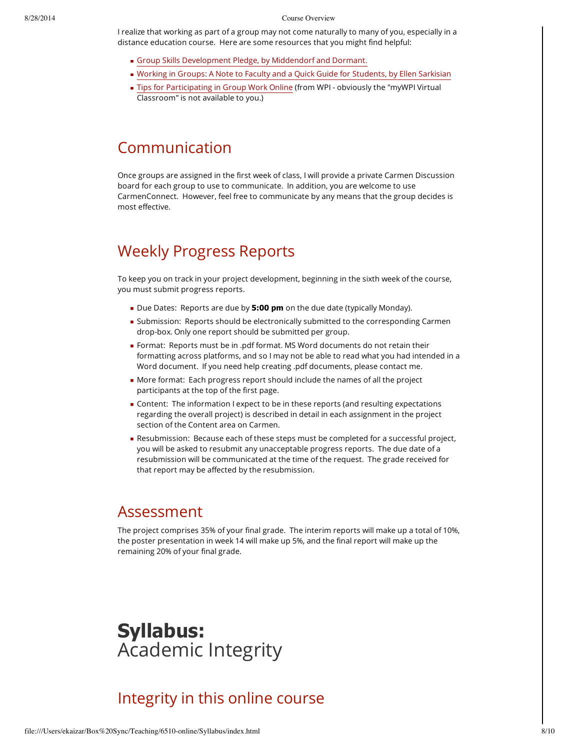I realize that working as part of a group may not come naturally to many of you, especially in a distance education course. Here are some resources that you might find helpful:

- Group Skills Development Pledge, by Middendorf and Dormant.
- Working in Groups: A Note to Faculty and a Quick Guide for Students, by Ellen Sarkisian
- Tips for Participating in Group Work Online (from WPI - obviously the "myWPI Virtual Classroom" is not available to you.)

## Communication

Once groups are assigned in the first week of class, I will provide a private Carmen Discussion board for each group to use to communicate. In addition, you are welcome to use CarmenConnect. However, feel free to communicate by any means that the group decides is most effective.

## Weekly Progress Reports

To keep you on track in your project development, beginning in the sixth week of the course, you must submit progress reports.

- Due Dates: Reports are due by **5:00 pm** on the due date (typically Monday).
- Submission: Reports should be electronically submitted to the corresponding Carmen drop-box. Only one report should be submitted per group.
- Format: Reports must be in .pdf format. MS Word documents do not retain their formatting across platforms, and so I may not be able to read what you had intended in a Word document. If you need help creating .pdf documents, please contact me.
- More format: Each progress report should include the names of all the project participants at the top of the first page.
- Content: The information I expect to be in these reports (and resulting expectations regarding the overall project) is described in detail in each assignment in the project section of the Content area on Carmen.
- Resubmission: Because each of these steps must be completed for a successful project, you will be asked to resubmit any unacceptable progress reports. The due date of a resubmission will be communicated at the time of the request. The grade received for that report may be affected by the resubmission.

## Assessment

The project comprises 35% of your final grade. The interim reports will make up a total of 10%, the poster presentation in week 14 will make up 5%, and the final report will make up the remaining 20% of your final grade.

# **Syllabus:** Academic Integrity

## Integrity in this online course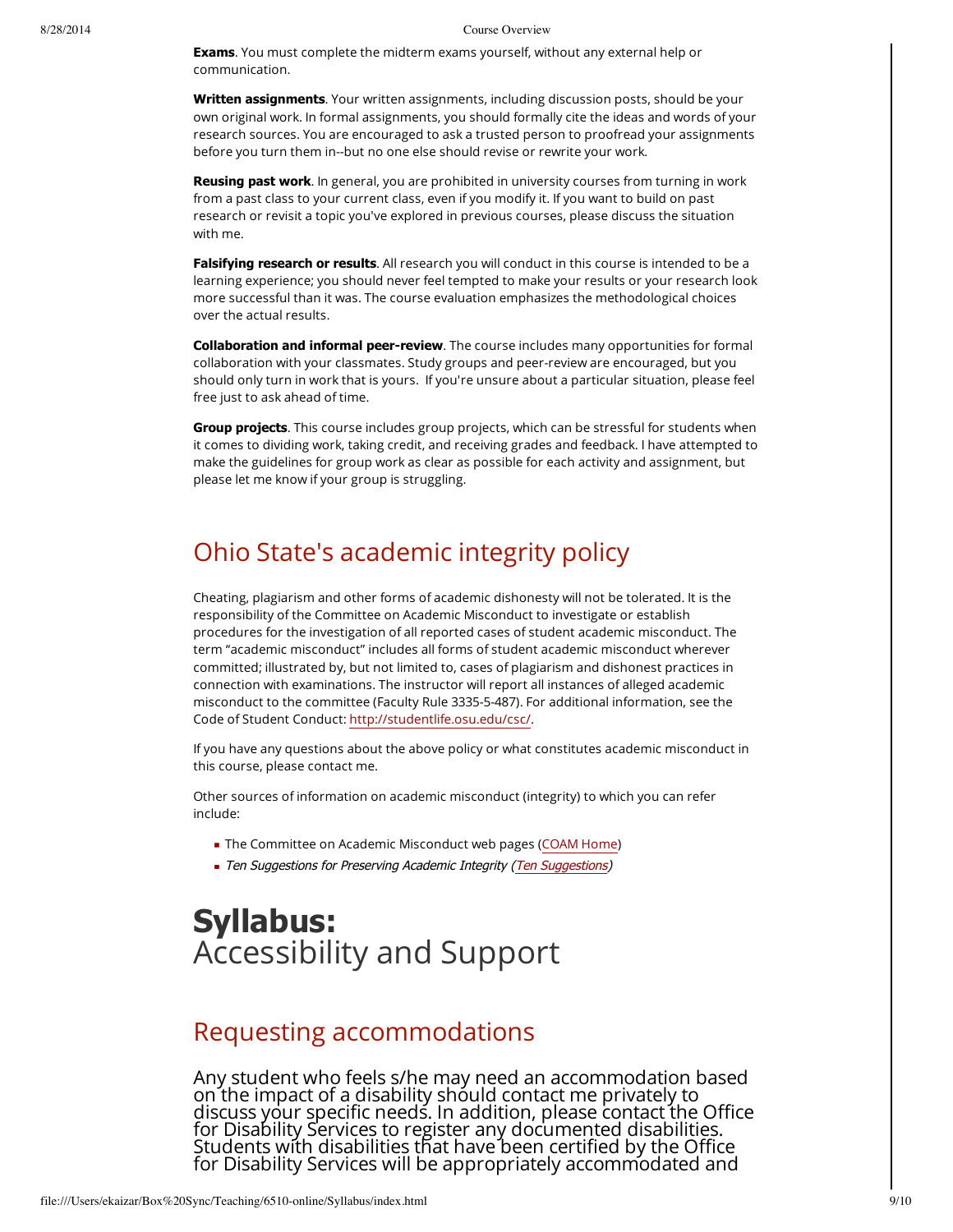**Exams**. You must complete the midterm exams yourself, without any external help or communication.

**Written assignments**. Your written assignments, including discussion posts, should be your own original work. In formal assignments, you should formally cite the ideas and words of your research sources. You are encouraged to ask a trusted person to proofread your assignments before you turn them in--but no one else should revise or rewrite your work.

**Reusing past work**. In general, you are prohibited in university courses from turning in work from a past class to your current class, even if you modify it. If you want to build on past research or revisit a topic you've explored in previous courses, please discuss the situation with me.

**Falsifying research or results**. All research you will conduct in this course is intended to be a learning experience; you should never feel tempted to make your results or your research look more successful than it was. The course evaluation emphasizes the methodological choices over the actual results.

**Collaboration and informal peer-review**. The course includes many opportunities for formal collaboration with your classmates. Study groups and peer-review are encouraged, but you should only turn in work that is yours. If you're unsure about a particular situation, please feel free just to ask ahead of time.

**Group projects**. This course includes group projects, which can be stressful for students when it comes to dividing work, taking credit, and receiving grades and feedback. I have attempted to make the guidelines for group work as clear as possible for each activity and assignment, but please let me know if your group is struggling.

## Ohio State's academic integrity policy

Cheating, plagiarism and other forms of academic dishonesty will not be tolerated. It is the responsibility of the Committee on Academic Misconduct to investigate or establish procedures for the investigation of all reported cases of student academic misconduct. The term “academic misconduct” includes all forms of student academic misconduct wherever committed; illustrated by, but not limited to, cases of plagiarism and dishonest practices in connection with examinations. The instructor will report all instances of alleged academic misconduct to the committee (Faculty Rule 3335-5-487). For additional information, see the Code of Student Conduct: http://studentlife.osu.edu/csc/.

If you have any questions about the above policy or what constitutes academic misconduct in this course, please contact me.

Other sources of information on academic misconduct (integrity) to which you can refer include:

- The Committee on Academic Misconduct web pages (COAM Home)
- *Ten Suggestions for Preserving Academic Integrity (Ten Suggestions)*

# **Syllabus:** Accessibility and Support

## Requesting accommodations

Any student who feels s/he may need an accommodation based on the impact of a disability should contact me privately to discuss your specific needs. In addition, please contact the Office for Disability Services to register any documented disabilities. Students with disabilities that have been certified by the Office for Disability Services will be appropriately accommodated and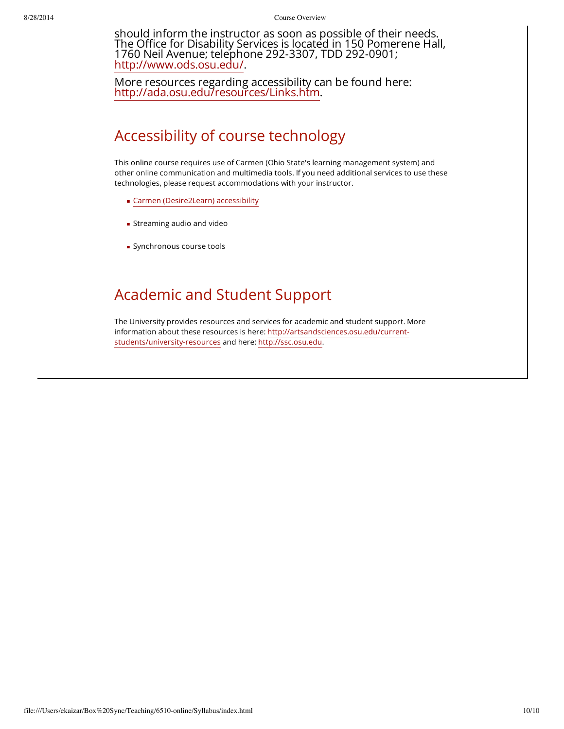should inform the instructor as soon as possible of their needs. The Office for Disability Services is located in 150 Pomerene Hall, 1760 Neil Avenue; telephone 292-3307, TDD 292-0901; http://www.ods.osu.edu/.

More resources regarding accessibility can be found here: http://ada.osu.edu/resources/Links.htm.

## Accessibility of course technology

This online course requires use of Carmen (Ohio State's learning management system) and other online communication and multimedia tools. If you need additional services to use these technologies, please request accommodations with your instructor.

- Carmen (Desire2Learn) accessibility
- Streaming audio and video
- Synchronous course tools

## Academic and Student Support

The University provides resources and services for academic and student support. More information about these resources is here: http://artsandsciences.osu.edu/current-students/university-resources and here: http://ssc.osu.edu.